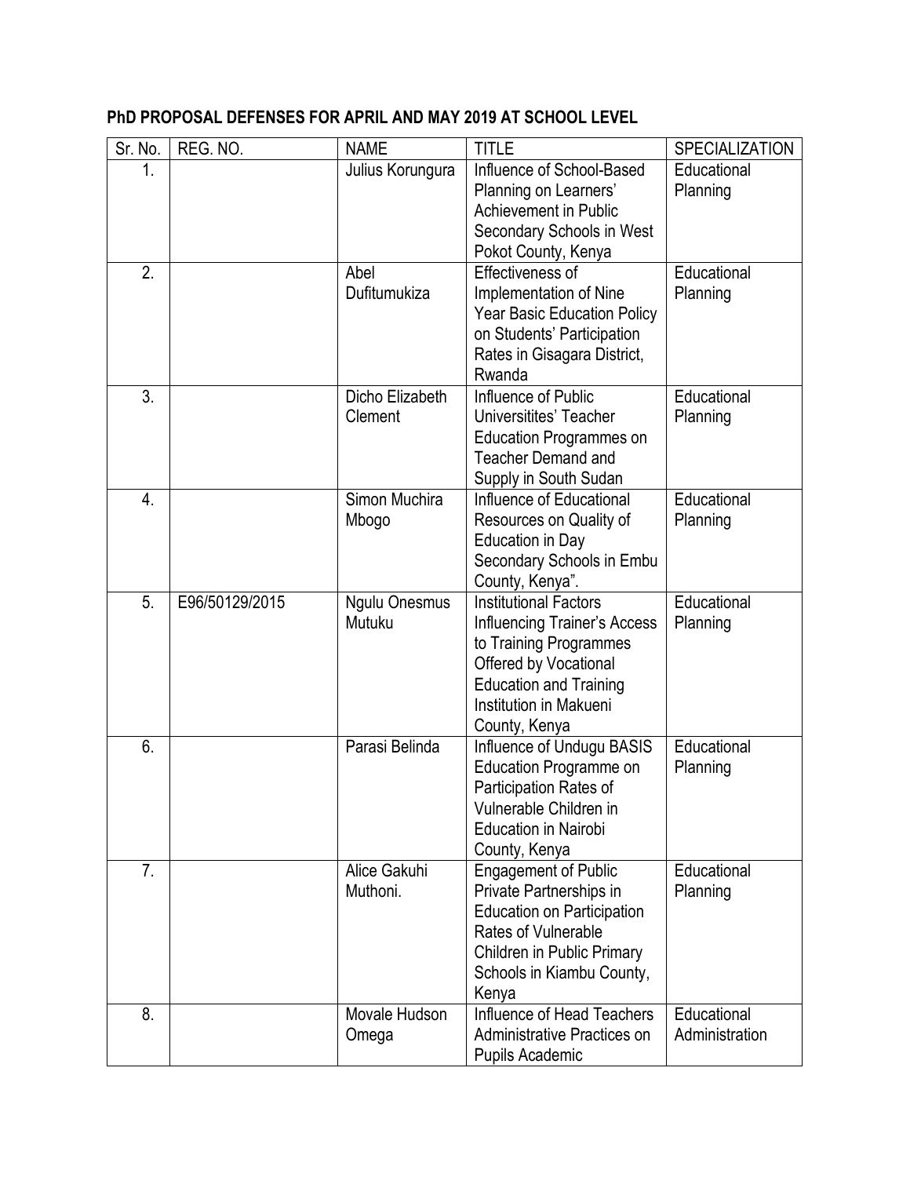**PhD PROPOSAL DEFENSES FOR APRIL AND MAY 2019 AT SCHOOL LEVEL**

| Sr. No. | REG. NO. | NAME | TITLE | SPECIALIZATION |
|---|---|---|---|---|
| 1. | | Julius Korungura | Influence of School-Based Planning on Learners' Achievement in Public Secondary Schools in West Pokot County, Kenya | Educational Planning |
| 2. | | Abel Dufitumukiza | Effectiveness of Implementation of Nine Year Basic Education Policy on Students' Participation Rates in Gisagara District, Rwanda | Educational Planning |
| 3. | | Dicho Elizabeth Clement | Influence of Public Universitites' Teacher Education Programmes on Teacher Demand and Supply in South Sudan | Educational Planning |
| 4. | | Simon Muchira Mbogo | Influence of Educational Resources on Quality of Education in Day Secondary Schools in Embu County, Kenya". | Educational Planning |
| 5. | E96/50129/2015 | Ngulu Onesmus Mutuku | Institutional Factors Influencing Trainer's Access to Training Programmes Offered by Vocational Education and Training Institution in Makueni County, Kenya | Educational Planning |
| 6. | | Parasi Belinda | Influence of Undugu BASIS Education Programme on Participation Rates of Vulnerable Children in Education in Nairobi County, Kenya | Educational Planning |
| 7. | | Alice Gakuhi Muthoni. | Engagement of Public Private Partnerships in Education on Participation Rates of Vulnerable Children in Public Primary Schools in Kiambu County, Kenya | Educational Planning |
| 8. | | Movale Hudson Omega | Influence of Head Teachers Administrative Practices on Pupils Academic | Educational Administration |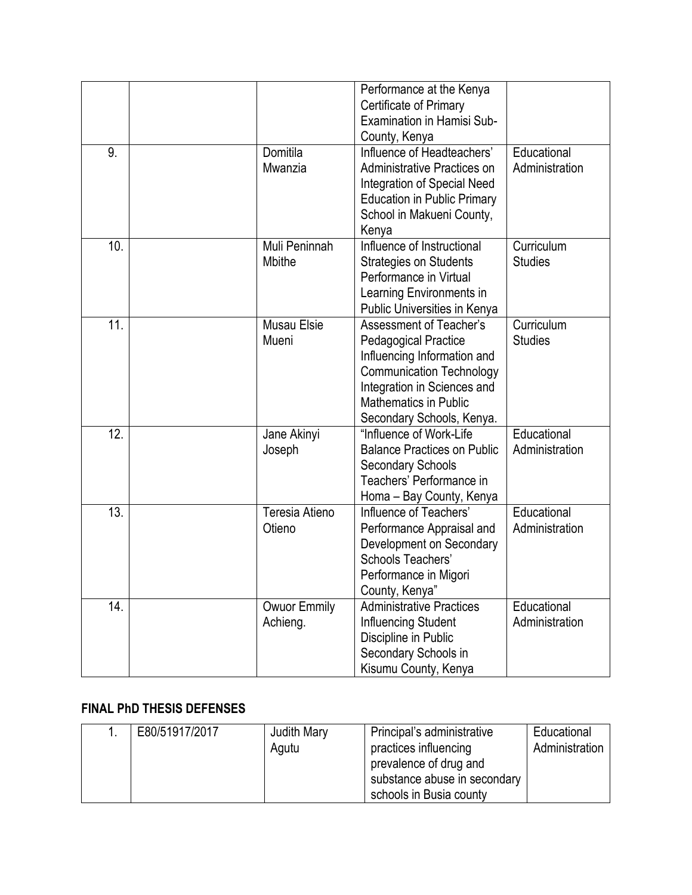| | | | | |
|---|---|---|---|---|
| | | | Performance at the Kenya Certificate of Primary Examination in Hamisi Sub-County, Kenya | |
| 9. | | Domitila Mwanzia | Influence of Headteachers' Administrative Practices on Integration of Special Need Education in Public Primary School in Makueni County, Kenya | Educational Administration |
| 10. | | Muli Peninnah Mbithe | Influence of Instructional Strategies on Students Performance in Virtual Learning Environments in Public Universities in Kenya | Curriculum Studies |
| 11. | | Musau Elsie Mueni | Assessment of Teacher's Pedagogical Practice Influencing Information and Communication Technology Integration in Sciences and Mathematics in Public Secondary Schools, Kenya. | Curriculum Studies |
| 12. | | Jane Akinyi Joseph | "Influence of Work-Life Balance Practices on Public Secondary Schools Teachers' Performance in Homa – Bay County, Kenya | Educational Administration |
| 13. | | Teresia Atieno Otieno | Influence of Teachers' Performance Appraisal and Development on Secondary Schools Teachers' Performance in Migori County, Kenya" | Educational Administration |
| 14. | | Owuor Emmily Achieng. | Administrative Practices Influencing Student Discipline in Public Secondary Schools in Kisumu County, Kenya | Educational Administration |

**FINAL PhD THESIS DEFENSES**

| | | | | |
|---|---|---|---|---|
| 1. | E80/51917/2017 | Judith Mary Agutu | Principal's administrative practices influencing prevalence of drug and substance abuse in secondary schools in Busia county | Educational Administration |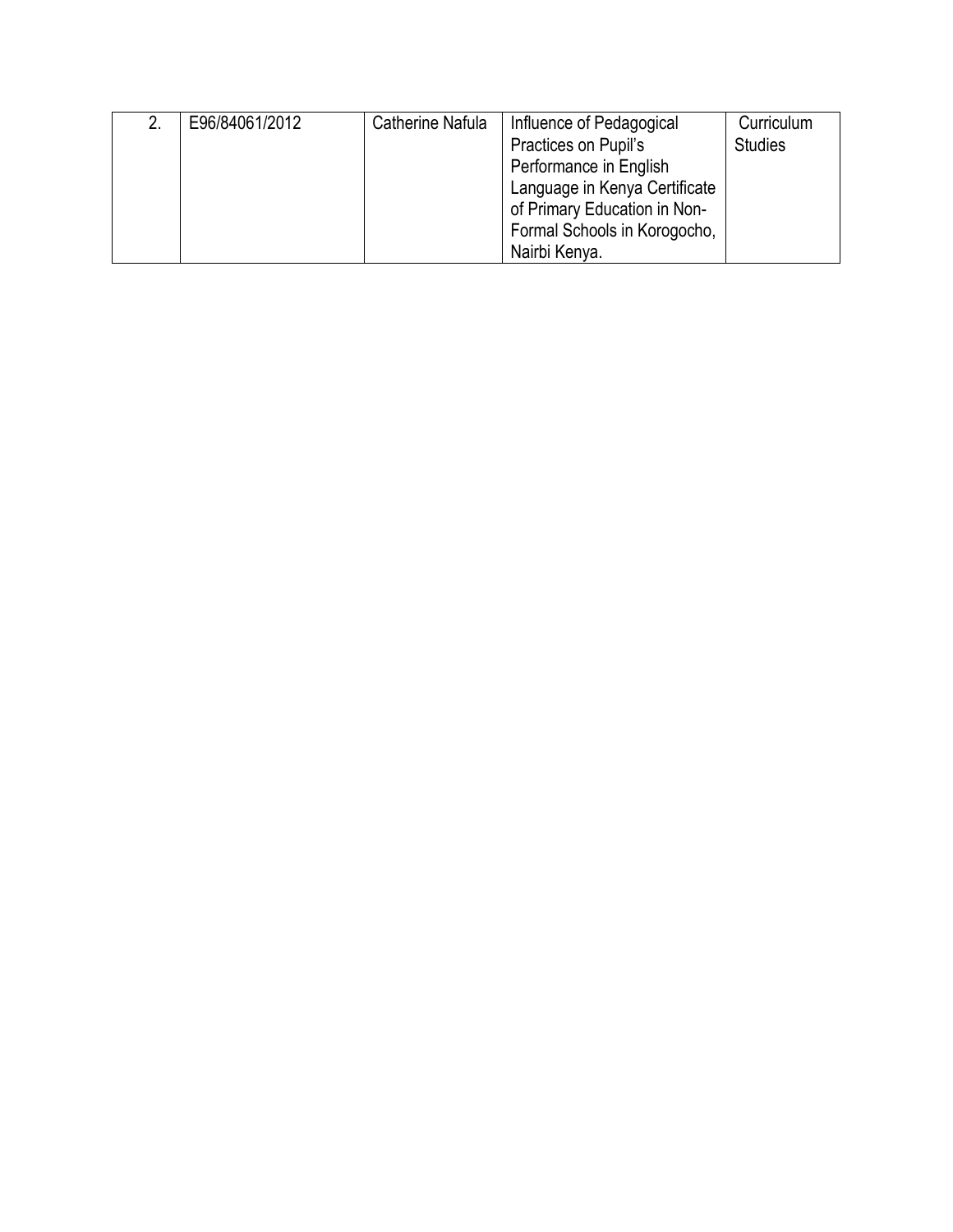| | | | | |
|---|---|---|---|---|
| 2. | E96/84061/2012 | Catherine Nafula | Influence of Pedagogical Practices on Pupil's Performance in English Language in Kenya Certificate of Primary Education in Non-Formal Schools in Korogocho, Nairbi Kenya. | Curriculum Studies |